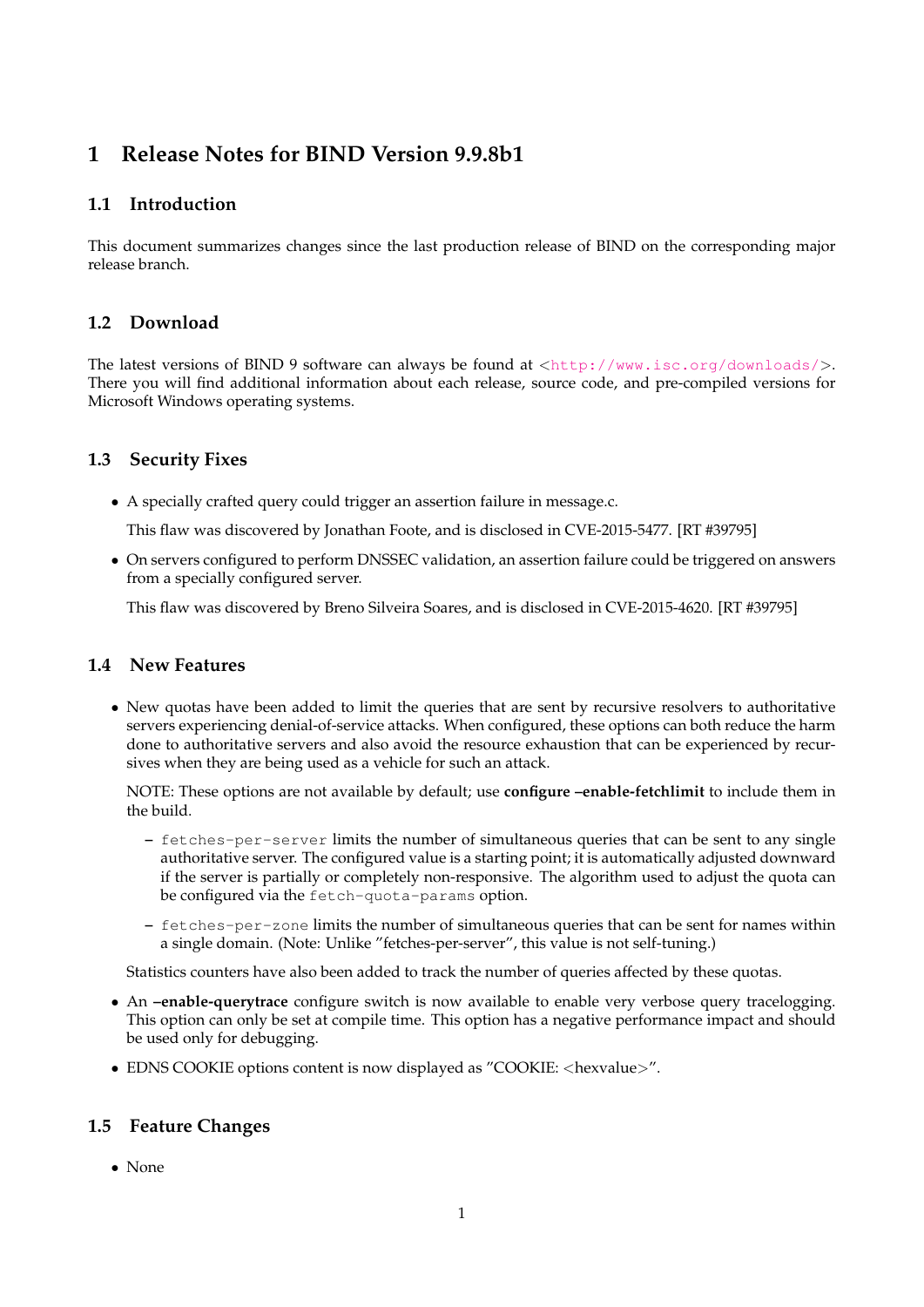# 1 Release Notes for BIND Version 9.9.8b1

## 1.1 Introduction

This document summarizes changes since the last production release of BIND on the corresponding major release branch.

## 1.2 Download

The latest versions of BIND 9 software can always be found at <http://www.isc.org/downloads/>. There you will find additional information about each release, source code, and pre-compiled versions for Microsoft Windows operating systems.

## 1.3 Security Fixes

- A specially crafted query could trigger an assertion failure in message.c.

  This flaw was discovered by Jonathan Foote, and is disclosed in CVE-2015-5477. [RT #39795]

- On servers configured to perform DNSSEC validation, an assertion failure could be triggered on answers from a specially configured server.

  This flaw was discovered by Breno Silveira Soares, and is disclosed in CVE-2015-4620. [RT #39795]

## 1.4 New Features

- New quotas have been added to limit the queries that are sent by recursive resolvers to authoritative servers experiencing denial-of-service attacks. When configured, these options can both reduce the harm done to authoritative servers and also avoid the resource exhaustion that can be experienced by recursives when they are being used as a vehicle for such an attack.

  NOTE: These options are not available by default; use **configure --enable-fetchlimit** to include them in the build.

  - `fetches-per-server` limits the number of simultaneous queries that can be sent to any single authoritative server. The configured value is a starting point; it is automatically adjusted downward if the server is partially or completely non-responsive. The algorithm used to adjust the quota can be configured via the `fetch-quota-params` option.
  - `fetches-per-zone` limits the number of simultaneous queries that can be sent for names within a single domain. (Note: Unlike "fetches-per-server", this value is not self-tuning.)

  Statistics counters have also been added to track the number of queries affected by these quotas.

- An **--enable-querytrace** configure switch is now available to enable very verbose query tracelogging. This option can only be set at compile time. This option has a negative performance impact and should be used only for debugging.

- EDNS COOKIE options content is now displayed as "COOKIE: <hexvalue>".

## 1.5 Feature Changes

- None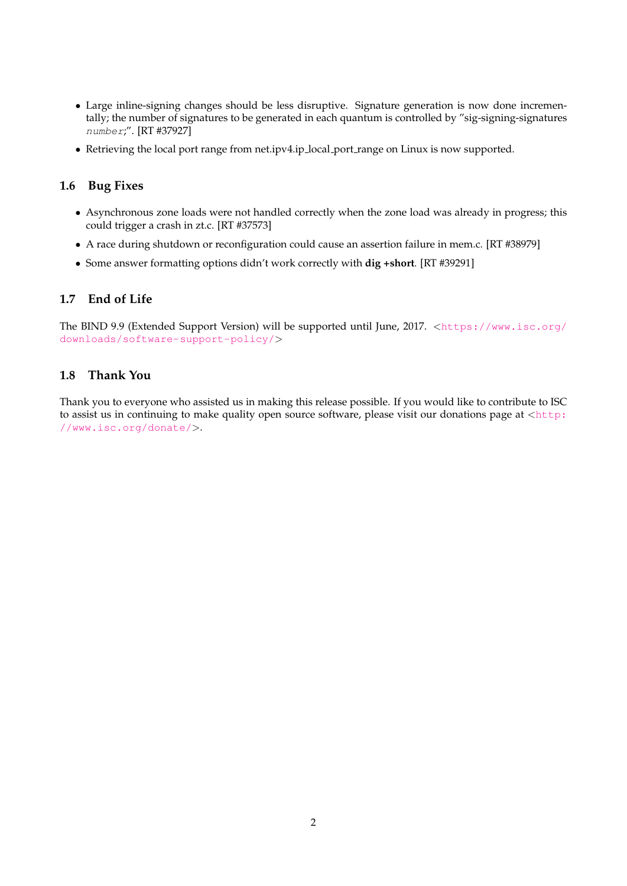- Large inline-signing changes should be less disruptive. Signature generation is now done incrementally; the number of signatures to be generated in each quantum is controlled by "sig-signing-signatures *number*;". [RT #37927]
- Retrieving the local port range from net.ipv4.ip_local_port_range on Linux is now supported.

## 1.6 Bug Fixes

- Asynchronous zone loads were not handled correctly when the zone load was already in progress; this could trigger a crash in zt.c. [RT #37573]
- A race during shutdown or reconfiguration could cause an assertion failure in mem.c. [RT #38979]
- Some answer formatting options didn't work correctly with **dig +short**. [RT #39291]

## 1.7 End of Life

The BIND 9.9 (Extended Support Version) will be supported until June, 2017. <https://www.isc.org/downloads/software-support-policy/>

## 1.8 Thank You

Thank you to everyone who assisted us in making this release possible. If you would like to contribute to ISC to assist us in continuing to make quality open source software, please visit our donations page at <http://www.isc.org/donate/>.